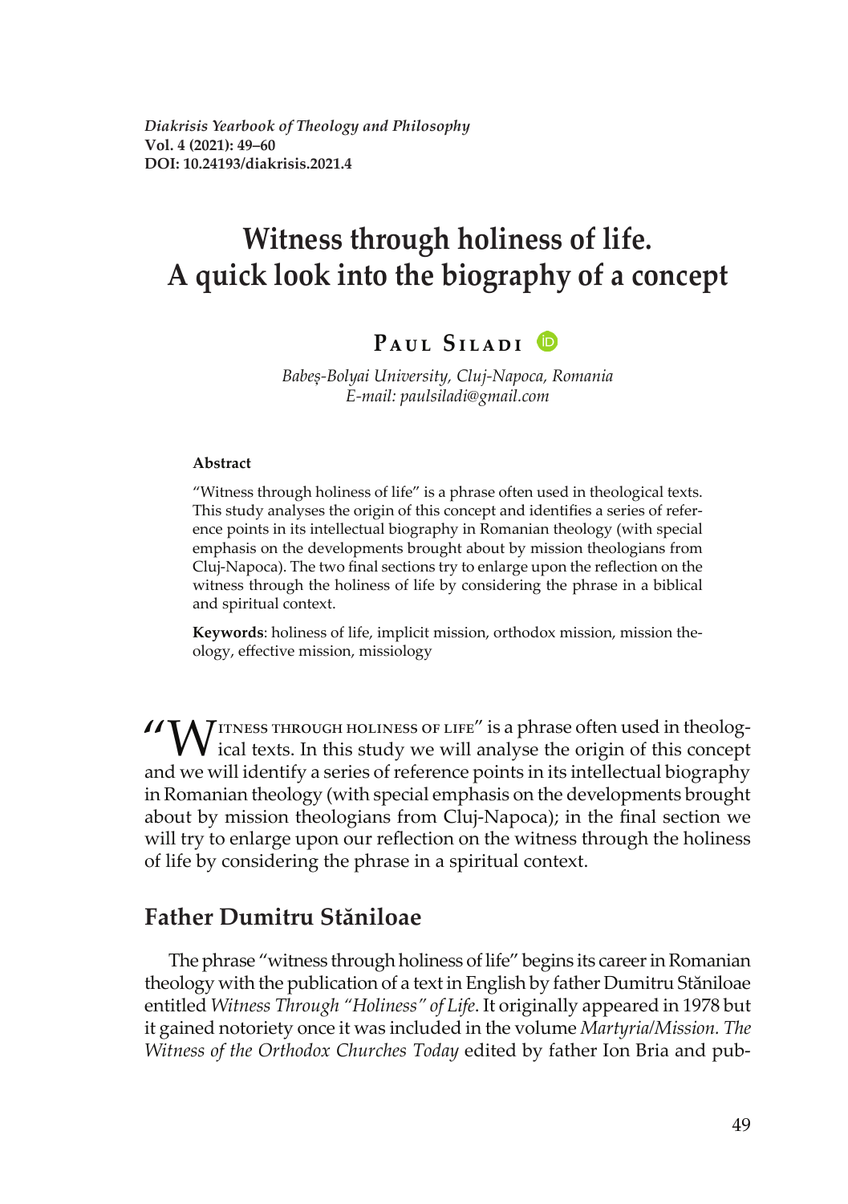*Diakrisis Yearbook of Theology and Philosophy*
**Vol. 4 (2021): 49–60**
**DOI: 10.24193/diakrisis.2021.4**

# Witness through holiness of life. A quick look into the biography of a concept

**Paul Siladi**

*Babeș-Bolyai University, Cluj-Napoca, Romania*
*E-mail: paulsiladi@gmail.com*

**Abstract**

"Witness through holiness of life" is a phrase often used in theological texts. This study analyses the origin of this concept and identifies a series of reference points in its intellectual biography in Romanian theology (with special emphasis on the developments brought about by mission theologians from Cluj-Napoca). The two final sections try to enlarge upon the reflection on the witness through the holiness of life by considering the phrase in a biblical and spiritual context.

**Keywords**: holiness of life, implicit mission, orthodox mission, mission theology, effective mission, missiology

"Witness through holiness of life" is a phrase often used in theological texts. In this study we will analyse the origin of this concept and we will identify a series of reference points in its intellectual biography in Romanian theology (with special emphasis on the developments brought about by mission theologians from Cluj-Napoca); in the final section we will try to enlarge upon our reflection on the witness through the holiness of life by considering the phrase in a spiritual context.

## Father Dumitru Stăniloae

The phrase "witness through holiness of life" begins its career in Romanian theology with the publication of a text in English by father Dumitru Stăniloae entitled *Witness Through "Holiness" of Life*. It originally appeared in 1978 but it gained notoriety once it was included in the volume *Martyria/Mission. The Witness of the Orthodox Churches Today* edited by father Ion Bria and pub-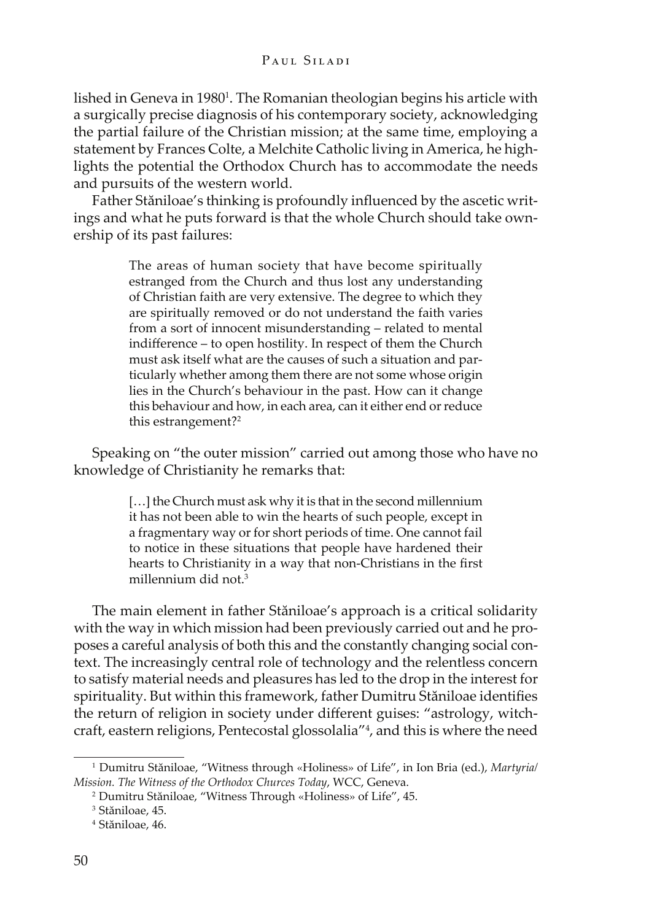lished in Geneva in 1980[1]. The Romanian theologian begins his article with a surgically precise diagnosis of his contemporary society, acknowledging the partial failure of the Christian mission; at the same time, employing a statement by Frances Colte, a Melchite Catholic living in America, he highlights the potential the Orthodox Church has to accommodate the needs and pursuits of the western world.

Father Stăniloae's thinking is profoundly influenced by the ascetic writings and what he puts forward is that the whole Church should take ownership of its past failures:

> The areas of human society that have become spiritually estranged from the Church and thus lost any understanding of Christian faith are very extensive. The degree to which they are spiritually removed or do not understand the faith varies from a sort of innocent misunderstanding – related to mental indifference – to open hostility. In respect of them the Church must ask itself what are the causes of such a situation and particularly whether among them there are not some whose origin lies in the Church's behaviour in the past. How can it change this behaviour and how, in each area, can it either end or reduce this estrangement?[2]

Speaking on "the outer mission" carried out among those who have no knowledge of Christianity he remarks that:

> […] the Church must ask why it is that in the second millennium it has not been able to win the hearts of such people, except in a fragmentary way or for short periods of time. One cannot fail to notice in these situations that people have hardened their hearts to Christianity in a way that non-Christians in the first millennium did not.[3]

The main element in father Stăniloae's approach is a critical solidarity with the way in which mission had been previously carried out and he proposes a careful analysis of both this and the constantly changing social context. The increasingly central role of technology and the relentless concern to satisfy material needs and pleasures has led to the drop in the interest for spirituality. But within this framework, father Dumitru Stăniloae identifies the return of religion in society under different guises: "astrology, witchcraft, eastern religions, Pentecostal glossolalia"[4], and this is where the need

---

[1] Dumitru Stăniloae, "Witness through «Holiness» of Life", in Ion Bria (ed.), *Martyria/Mission. The Witness of the Orthodox Churces Today*, WCC, Geneva.

[2] Dumitru Stăniloae, "Witness Through «Holiness» of Life", 45.

[3] Stăniloae, 45.

[4] Stăniloae, 46.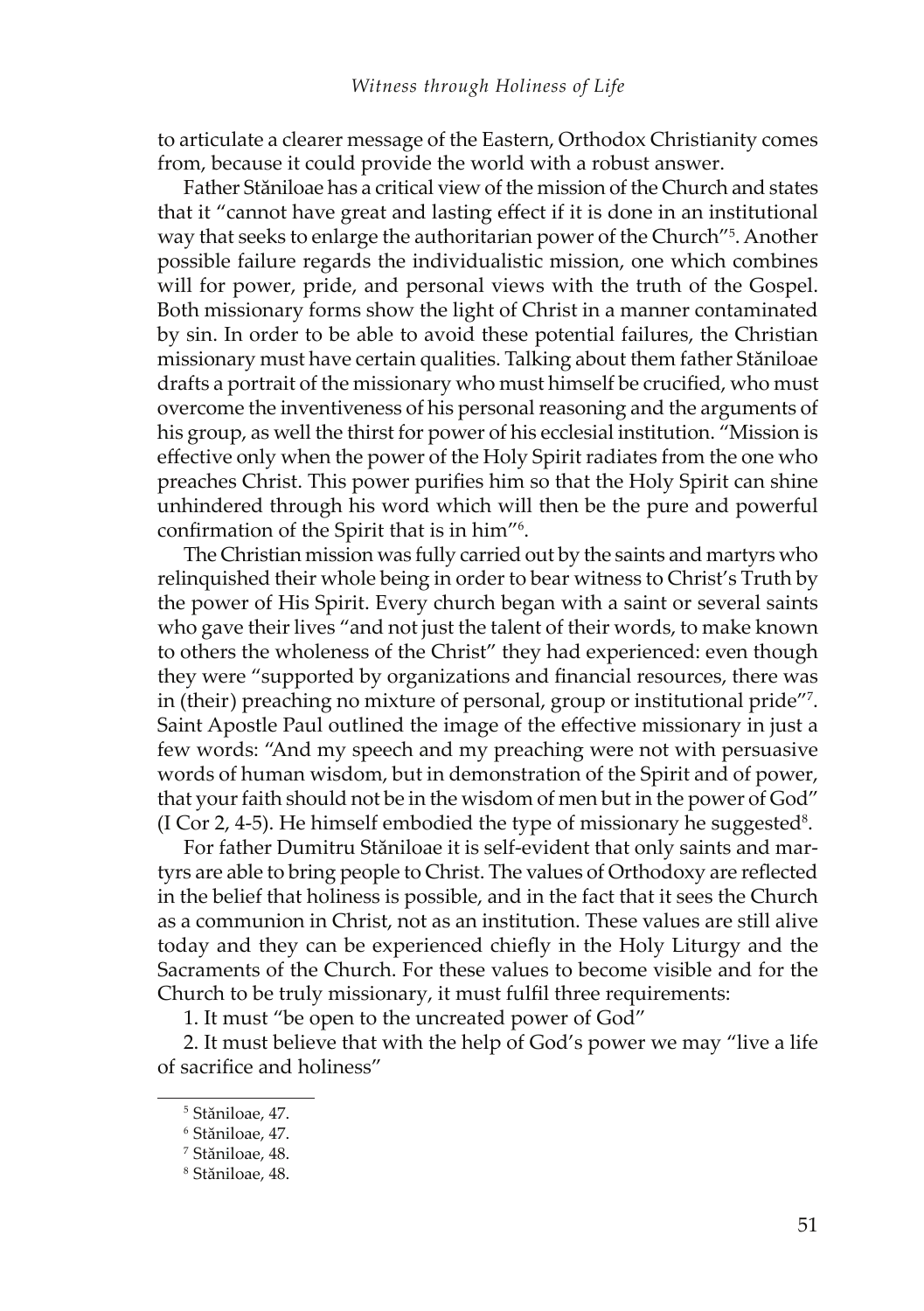to articulate a clearer message of the Eastern, Orthodox Christianity comes from, because it could provide the world with a robust answer.

Father Stăniloae has a critical view of the mission of the Church and states that it "cannot have great and lasting effect if it is done in an institutional way that seeks to enlarge the authoritarian power of the Church"[5]. Another possible failure regards the individualistic mission, one which combines will for power, pride, and personal views with the truth of the Gospel. Both missionary forms show the light of Christ in a manner contaminated by sin. In order to be able to avoid these potential failures, the Christian missionary must have certain qualities. Talking about them father Stăniloae drafts a portrait of the missionary who must himself be crucified, who must overcome the inventiveness of his personal reasoning and the arguments of his group, as well the thirst for power of his ecclesial institution. "Mission is effective only when the power of the Holy Spirit radiates from the one who preaches Christ. This power purifies him so that the Holy Spirit can shine unhindered through his word which will then be the pure and powerful confirmation of the Spirit that is in him"[6].

The Christian mission was fully carried out by the saints and martyrs who relinquished their whole being in order to bear witness to Christ's Truth by the power of His Spirit. Every church began with a saint or several saints who gave their lives "and not just the talent of their words, to make known to others the wholeness of the Christ" they had experienced: even though they were "supported by organizations and financial resources, there was in (their) preaching no mixture of personal, group or institutional pride"[7]. Saint Apostle Paul outlined the image of the effective missionary in just a few words: "And my speech and my preaching were not with persuasive words of human wisdom, but in demonstration of the Spirit and of power, that your faith should not be in the wisdom of men but in the power of God" (I Cor 2, 4-5). He himself embodied the type of missionary he suggested[8].

For father Dumitru Stăniloae it is self-evident that only saints and martyrs are able to bring people to Christ. The values of Orthodoxy are reflected in the belief that holiness is possible, and in the fact that it sees the Church as a communion in Christ, not as an institution. These values are still alive today and they can be experienced chiefly in the Holy Liturgy and the Sacraments of the Church. For these values to become visible and for the Church to be truly missionary, it must fulfil three requirements:

1. It must "be open to the uncreated power of God"

2. It must believe that with the help of God's power we may "live a life of sacrifice and holiness"

---

[5] Stăniloae, 47.

[6] Stăniloae, 47.

[7] Stăniloae, 48.

[8] Stăniloae, 48.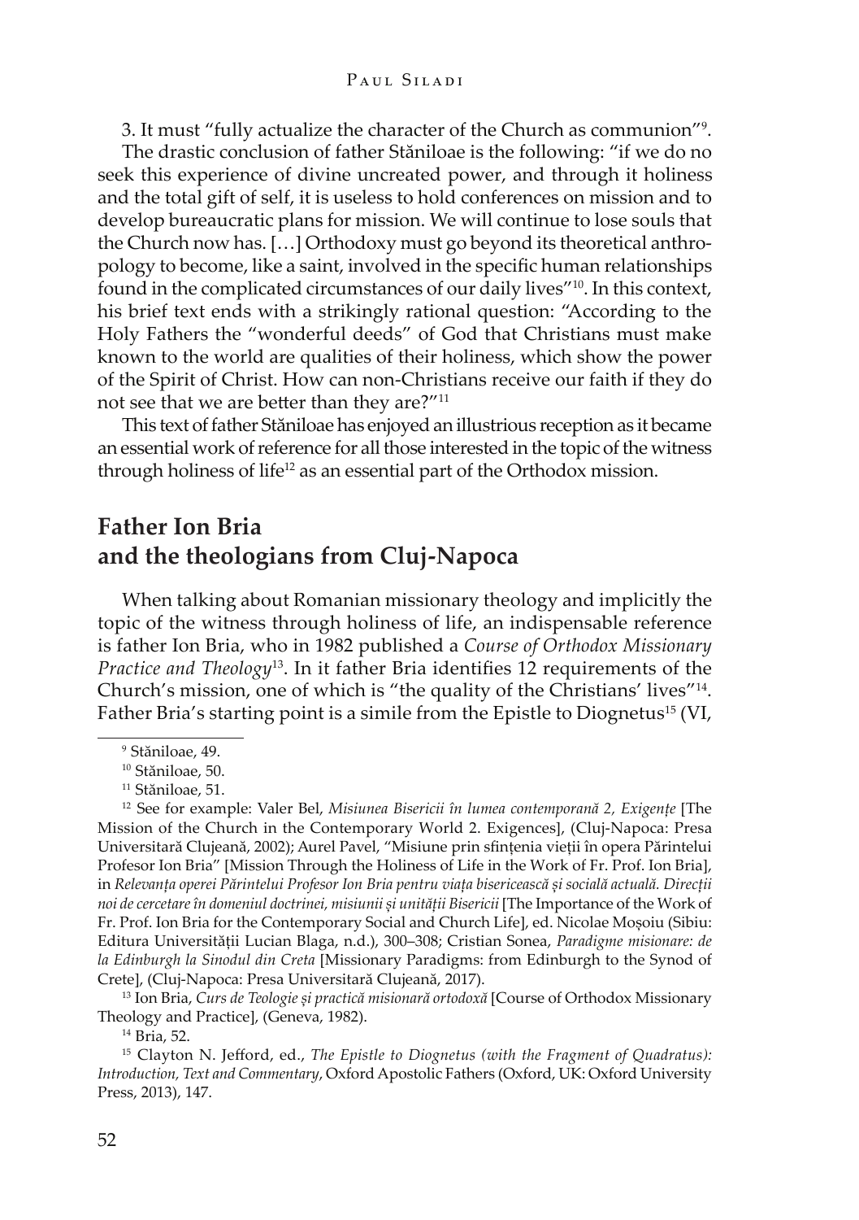3. It must "fully actualize the character of the Church as communion"[9].

The drastic conclusion of father Stăniloae is the following: "if we do no seek this experience of divine uncreated power, and through it holiness and the total gift of self, it is useless to hold conferences on mission and to develop bureaucratic plans for mission. We will continue to lose souls that the Church now has. […] Orthodoxy must go beyond its theoretical anthropology to become, like a saint, involved in the specific human relationships found in the complicated circumstances of our daily lives"[10]. In this context, his brief text ends with a strikingly rational question: "According to the Holy Fathers the "wonderful deeds" of God that Christians must make known to the world are qualities of their holiness, which show the power of the Spirit of Christ. How can non-Christians receive our faith if they do not see that we are better than they are?"[11]

This text of father Stăniloae has enjoyed an illustrious reception as it became an essential work of reference for all those interested in the topic of the witness through holiness of life[12] as an essential part of the Orthodox mission.

## Father Ion Bria and the theologians from Cluj-Napoca

When talking about Romanian missionary theology and implicitly the topic of the witness through holiness of life, an indispensable reference is father Ion Bria, who in 1982 published a *Course of Orthodox Missionary Practice and Theology*[13]. In it father Bria identifies 12 requirements of the Church's mission, one of which is "the quality of the Christians' lives"[14]. Father Bria's starting point is a simile from the Epistle to Diognetus[15] (VI,

---

[9] Stăniloae, 49.

[10] Stăniloae, 50.

[11] Stăniloae, 51.

[12] See for example: Valer Bel, *Misiunea Bisericii în lumea contemporană 2, Exigențe* [The Mission of the Church in the Contemporary World 2. Exigences], (Cluj-Napoca: Presa Universitară Clujeană, 2002); Aurel Pavel, "Misiune prin sfințenia vieții în opera Părintelui Profesor Ion Bria" [Mission Through the Holiness of Life in the Work of Fr. Prof. Ion Bria], in *Relevanța operei Părintelui Profesor Ion Bria pentru viața bisericească și socială actuală. Direcții noi de cercetare în domeniul doctrinei, misiunii și unității Bisericii* [The Importance of the Work of Fr. Prof. Ion Bria for the Contemporary Social and Church Life], ed. Nicolae Moșoiu (Sibiu: Editura Universității Lucian Blaga, n.d.), 300–308; Cristian Sonea, *Paradigme misionare: de la Edinburgh la Sinodul din Creta* [Missionary Paradigms: from Edinburgh to the Synod of Crete], (Cluj-Napoca: Presa Universitară Clujeană, 2017).

[13] Ion Bria, *Curs de Teologie și practică misionară ortodoxă* [Course of Orthodox Missionary Theology and Practice], (Geneva, 1982).

[14] Bria, 52.

[15] Clayton N. Jefford, ed., *The Epistle to Diognetus (with the Fragment of Quadratus): Introduction, Text and Commentary*, Oxford Apostolic Fathers (Oxford, UK: Oxford University Press, 2013), 147.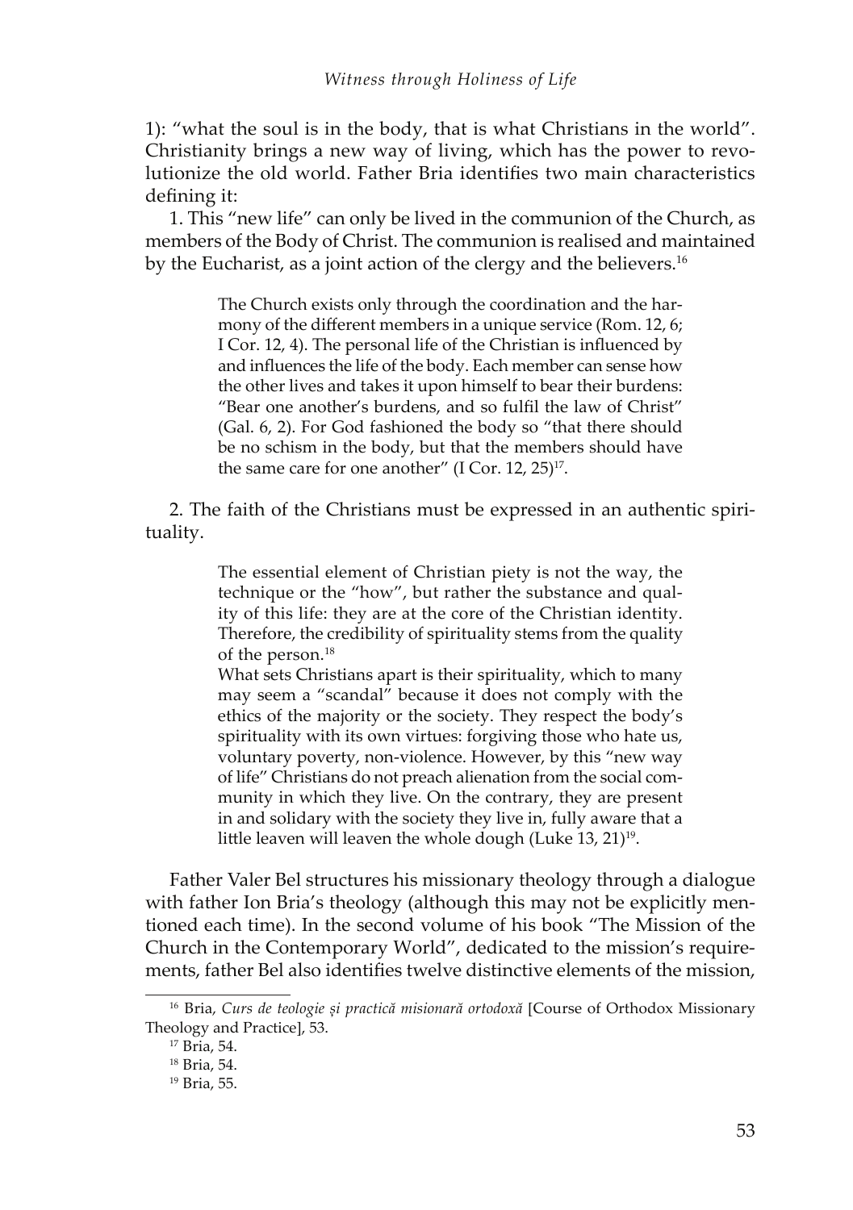1): "what the soul is in the body, that is what Christians in the world". Christianity brings a new way of living, which has the power to revolutionize the old world. Father Bria identifies two main characteristics defining it:

1. This "new life" can only be lived in the communion of the Church, as members of the Body of Christ. The communion is realised and maintained by the Eucharist, as a joint action of the clergy and the believers.[16]

> The Church exists only through the coordination and the harmony of the different members in a unique service (Rom. 12, 6; I Cor. 12, 4). The personal life of the Christian is influenced by and influences the life of the body. Each member can sense how the other lives and takes it upon himself to bear their burdens: "Bear one another's burdens, and so fulfil the law of Christ" (Gal. 6, 2). For God fashioned the body so "that there should be no schism in the body, but that the members should have the same care for one another" (I Cor. 12, 25)[17].

2. The faith of the Christians must be expressed in an authentic spirituality.

> The essential element of Christian piety is not the way, the technique or the "how", but rather the substance and quality of this life: they are at the core of the Christian identity. Therefore, the credibility of spirituality stems from the quality of the person.[18]
>
> What sets Christians apart is their spirituality, which to many may seem a "scandal" because it does not comply with the ethics of the majority or the society. They respect the body's spirituality with its own virtues: forgiving those who hate us, voluntary poverty, non-violence. However, by this "new way of life" Christians do not preach alienation from the social community in which they live. On the contrary, they are present in and solidary with the society they live in, fully aware that a little leaven will leaven the whole dough (Luke 13, 21)[19].

Father Valer Bel structures his missionary theology through a dialogue with father Ion Bria's theology (although this may not be explicitly mentioned each time). In the second volume of his book "The Mission of the Church in the Contemporary World", dedicated to the mission's requirements, father Bel also identifies twelve distinctive elements of the mission,

---

[16] Bria, *Curs de teologie și practică misionară ortodoxă* [Course of Orthodox Missionary Theology and Practice], 53.

[17] Bria, 54.

[18] Bria, 54.

[19] Bria, 55.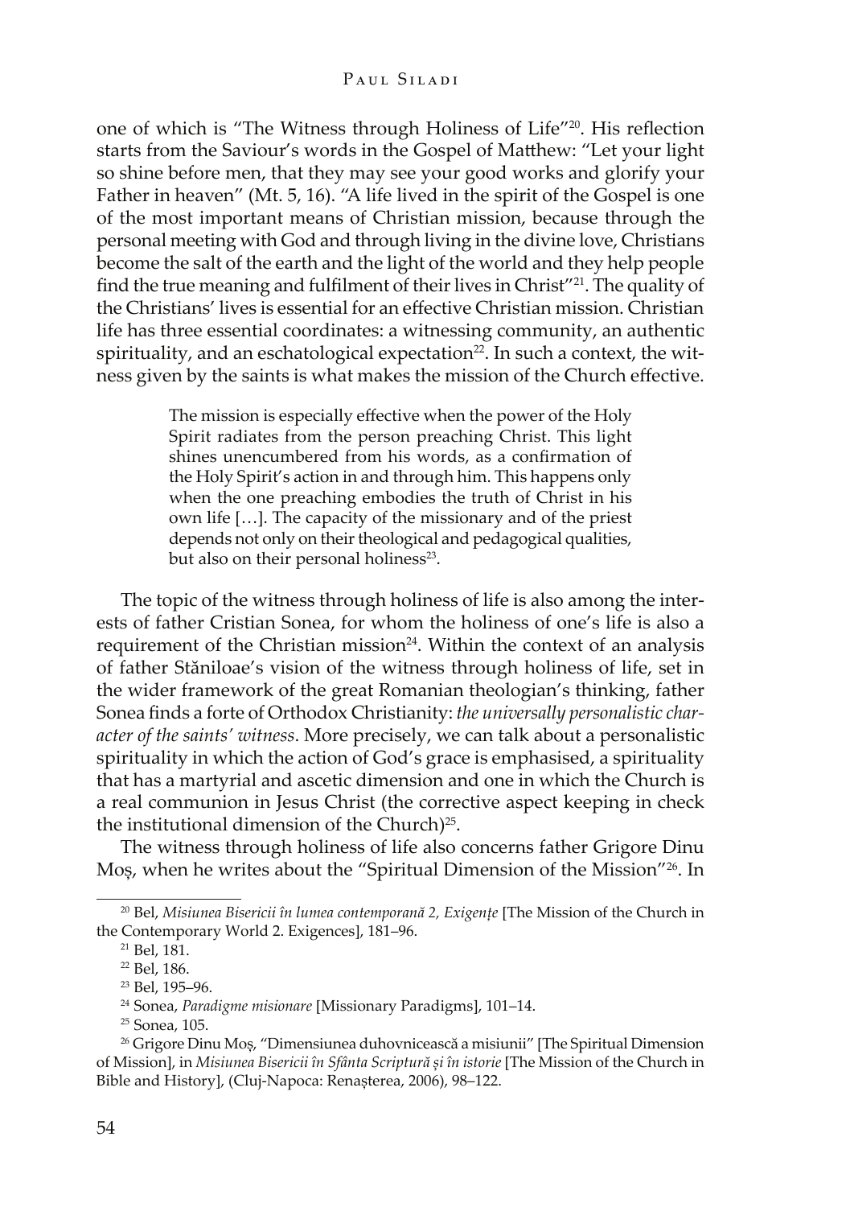one of which is "The Witness through Holiness of Life"[20]. His reflection starts from the Saviour's words in the Gospel of Matthew: "Let your light so shine before men, that they may see your good works and glorify your Father in heaven" (Mt. 5, 16). "A life lived in the spirit of the Gospel is one of the most important means of Christian mission, because through the personal meeting with God and through living in the divine love, Christians become the salt of the earth and the light of the world and they help people find the true meaning and fulfilment of their lives in Christ"[21]. The quality of the Christians' lives is essential for an effective Christian mission. Christian life has three essential coordinates: a witnessing community, an authentic spirituality, and an eschatological expectation[22]. In such a context, the witness given by the saints is what makes the mission of the Church effective.

> The mission is especially effective when the power of the Holy Spirit radiates from the person preaching Christ. This light shines unencumbered from his words, as a confirmation of the Holy Spirit's action in and through him. This happens only when the one preaching embodies the truth of Christ in his own life […]. The capacity of the missionary and of the priest depends not only on their theological and pedagogical qualities, but also on their personal holiness[23].

The topic of the witness through holiness of life is also among the interests of father Cristian Sonea, for whom the holiness of one's life is also a requirement of the Christian mission[24]. Within the context of an analysis of father Stăniloae's vision of the witness through holiness of life, set in the wider framework of the great Romanian theologian's thinking, father Sonea finds a forte of Orthodox Christianity: *the universally personalistic character of the saints' witness*. More precisely, we can talk about a personalistic spirituality in which the action of God's grace is emphasised, a spirituality that has a martyrial and ascetic dimension and one in which the Church is a real communion in Jesus Christ (the corrective aspect keeping in check the institutional dimension of the Church)[25].

The witness through holiness of life also concerns father Grigore Dinu Moș, when he writes about the "Spiritual Dimension of the Mission"[26]. In

---

[20] Bel, *Misiunea Bisericii în lumea contemporană 2, Exigențe* [The Mission of the Church in the Contemporary World 2. Exigences], 181–96.

[21] Bel, 181.

[22] Bel, 186.

[23] Bel, 195–96.

[24] Sonea, *Paradigme misionare* [Missionary Paradigms], 101–14.

[25] Sonea, 105.

[26] Grigore Dinu Moș, "Dimensiunea duhovnicească a misiunii" [The Spiritual Dimension of Mission], in *Misiunea Bisericii în Sfânta Scriptură și în istorie* [The Mission of the Church in Bible and History], (Cluj-Napoca: Renașterea, 2006), 98–122.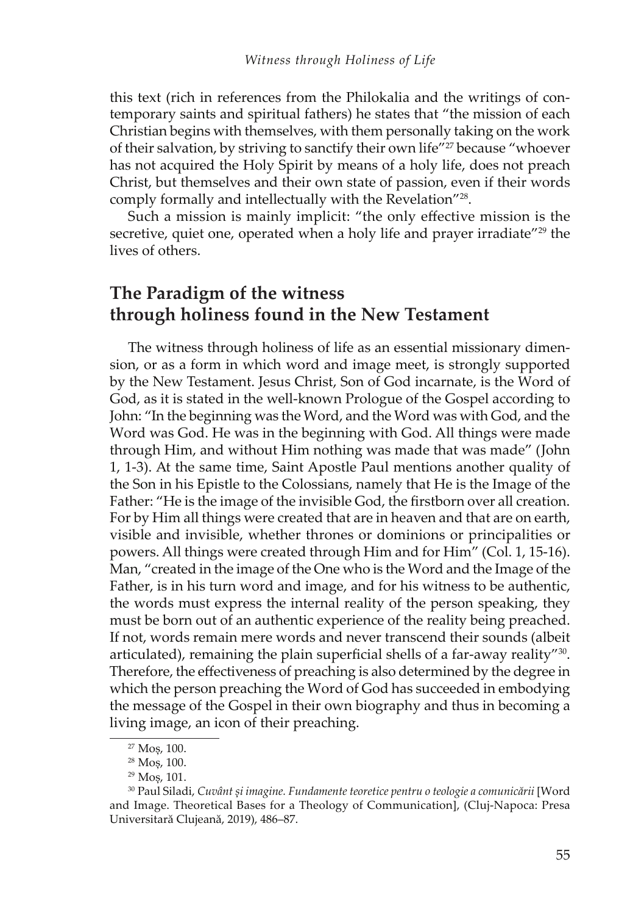this text (rich in references from the Philokalia and the writings of contemporary saints and spiritual fathers) he states that "the mission of each Christian begins with themselves, with them personally taking on the work of their salvation, by striving to sanctify their own life"[27] because "whoever has not acquired the Holy Spirit by means of a holy life, does not preach Christ, but themselves and their own state of passion, even if their words comply formally and intellectually with the Revelation"[28].

Such a mission is mainly implicit: "the only effective mission is the secretive, quiet one, operated when a holy life and prayer irradiate"[29] the lives of others.

## The Paradigm of the witness through holiness found in the New Testament

The witness through holiness of life as an essential missionary dimension, or as a form in which word and image meet, is strongly supported by the New Testament. Jesus Christ, Son of God incarnate, is the Word of God, as it is stated in the well-known Prologue of the Gospel according to John: "In the beginning was the Word, and the Word was with God, and the Word was God. He was in the beginning with God. All things were made through Him, and without Him nothing was made that was made" (John 1, 1-3). At the same time, Saint Apostle Paul mentions another quality of the Son in his Epistle to the Colossians, namely that He is the Image of the Father: "He is the image of the invisible God, the firstborn over all creation. For by Him all things were created that are in heaven and that are on earth, visible and invisible, whether thrones or dominions or principalities or powers. All things were created through Him and for Him" (Col. 1, 15-16). Man, "created in the image of the One who is the Word and the Image of the Father, is in his turn word and image, and for his witness to be authentic, the words must express the internal reality of the person speaking, they must be born out of an authentic experience of the reality being preached. If not, words remain mere words and never transcend their sounds (albeit articulated), remaining the plain superficial shells of a far-away reality"[30]. Therefore, the effectiveness of preaching is also determined by the degree in which the person preaching the Word of God has succeeded in embodying the message of the Gospel in their own biography and thus in becoming a living image, an icon of their preaching.

---

[27] Moș, 100.

[28] Moș, 100.

[29] Moș, 101.

[30] Paul Siladi, *Cuvânt și imagine. Fundamente teoretice pentru o teologie a comunicării* [Word and Image. Theoretical Bases for a Theology of Communication], (Cluj-Napoca: Presa Universitară Clujeană, 2019), 486–87.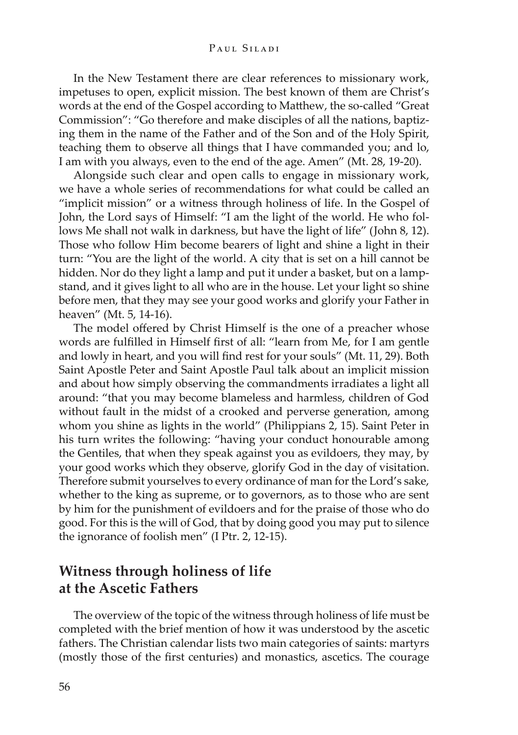In the New Testament there are clear references to missionary work, impetuses to open, explicit mission. The best known of them are Christ's words at the end of the Gospel according to Matthew, the so-called "Great Commission": "Go therefore and make disciples of all the nations, baptizing them in the name of the Father and of the Son and of the Holy Spirit, teaching them to observe all things that I have commanded you; and lo, I am with you always, even to the end of the age. Amen" (Mt. 28, 19-20).

Alongside such clear and open calls to engage in missionary work, we have a whole series of recommendations for what could be called an "implicit mission" or a witness through holiness of life. In the Gospel of John, the Lord says of Himself: "I am the light of the world. He who follows Me shall not walk in darkness, but have the light of life" (John 8, 12). Those who follow Him become bearers of light and shine a light in their turn: "You are the light of the world. A city that is set on a hill cannot be hidden. Nor do they light a lamp and put it under a basket, but on a lampstand, and it gives light to all who are in the house. Let your light so shine before men, that they may see your good works and glorify your Father in heaven" (Mt. 5, 14-16).

The model offered by Christ Himself is the one of a preacher whose words are fulfilled in Himself first of all: "learn from Me, for I am gentle and lowly in heart, and you will find rest for your souls" (Mt. 11, 29). Both Saint Apostle Peter and Saint Apostle Paul talk about an implicit mission and about how simply observing the commandments irradiates a light all around: "that you may become blameless and harmless, children of God without fault in the midst of a crooked and perverse generation, among whom you shine as lights in the world" (Philippians 2, 15). Saint Peter in his turn writes the following: "having your conduct honourable among the Gentiles, that when they speak against you as evildoers, they may, by your good works which they observe, glorify God in the day of visitation. Therefore submit yourselves to every ordinance of man for the Lord's sake, whether to the king as supreme, or to governors, as to those who are sent by him for the punishment of evildoers and for the praise of those who do good. For this is the will of God, that by doing good you may put to silence the ignorance of foolish men" (I Ptr. 2, 12-15).

## Witness through holiness of life at the Ascetic Fathers

The overview of the topic of the witness through holiness of life must be completed with the brief mention of how it was understood by the ascetic fathers. The Christian calendar lists two main categories of saints: martyrs (mostly those of the first centuries) and monastics, ascetics. The courage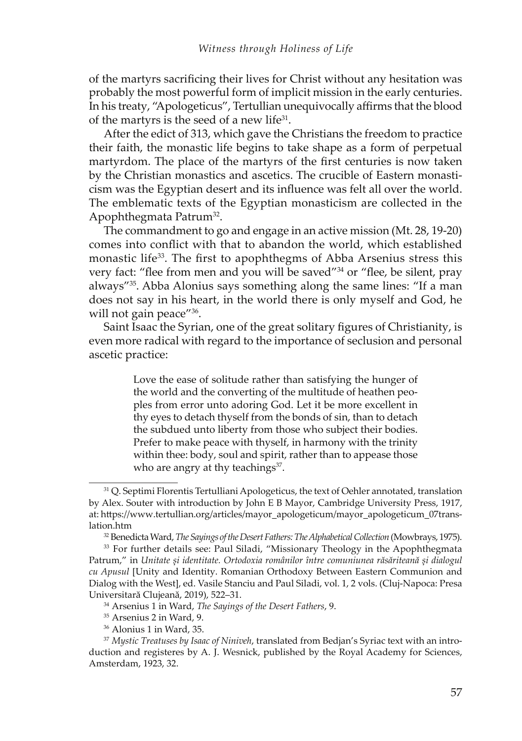of the martyrs sacrificing their lives for Christ without any hesitation was probably the most powerful form of implicit mission in the early centuries. In his treaty, "Apologeticus", Tertullian unequivocally affirms that the blood of the martyrs is the seed of a new life[31].

After the edict of 313, which gave the Christians the freedom to practice their faith, the monastic life begins to take shape as a form of perpetual martyrdom. The place of the martyrs of the first centuries is now taken by the Christian monastics and ascetics. The crucible of Eastern monasticism was the Egyptian desert and its influence was felt all over the world. The emblematic texts of the Egyptian monasticism are collected in the Apophthegmata Patrum[32].

The commandment to go and engage in an active mission (Mt. 28, 19-20) comes into conflict with that to abandon the world, which established monastic life[33]. The first to apophthegms of Abba Arsenius stress this very fact: "flee from men and you will be saved"[34] or "flee, be silent, pray always"[35]. Abba Alonius says something along the same lines: "If a man does not say in his heart, in the world there is only myself and God, he will not gain peace"[36].

Saint Isaac the Syrian, one of the great solitary figures of Christianity, is even more radical with regard to the importance of seclusion and personal ascetic practice:

> Love the ease of solitude rather than satisfying the hunger of the world and the converting of the multitude of heathen peoples from error unto adoring God. Let it be more excellent in thy eyes to detach thyself from the bonds of sin, than to detach the subdued unto liberty from those who subject their bodies. Prefer to make peace with thyself, in harmony with the trinity within thee: body, soul and spirit, rather than to appease those who are angry at thy teachings[37].

---

[31] Q. Septimi Florentis Tertulliani Apologeticus, the text of Oehler annotated, translation by Alex. Souter with introduction by John E B Mayor, Cambridge University Press, 1917, at: https://www.tertullian.org/articles/mayor_apologeticum/mayor_apologeticum_07translation.htm

[32] Benedicta Ward, *The Sayings of the Desert Fathers: The Alphabetical Collection* (Mowbrays, 1975).

[33] For further details see: Paul Siladi, "Missionary Theology in the Apophthegmata Patrum," in *Unitate și identitate. Ortodoxia românilor între comuniunea răsăriteană și dialogul cu Apusul* [Unity and Identity. Romanian Orthodoxy Between Eastern Communion and Dialog with the West], ed. Vasile Stanciu and Paul Siladi, vol. 1, 2 vols. (Cluj-Napoca: Presa Universitară Clujeană, 2019), 522–31.

[34] Arsenius 1 in Ward, *The Sayings of the Desert Fathers*, 9.

[35] Arsenius 2 in Ward, 9.

[36] Alonius 1 in Ward, 35.

[37] *Mystic Treatuses by Isaac of Niniveh*, translated from Bedjan's Syriac text with an introduction and registeres by A. J. Wesnick, published by the Royal Academy for Sciences, Amsterdam, 1923, 32.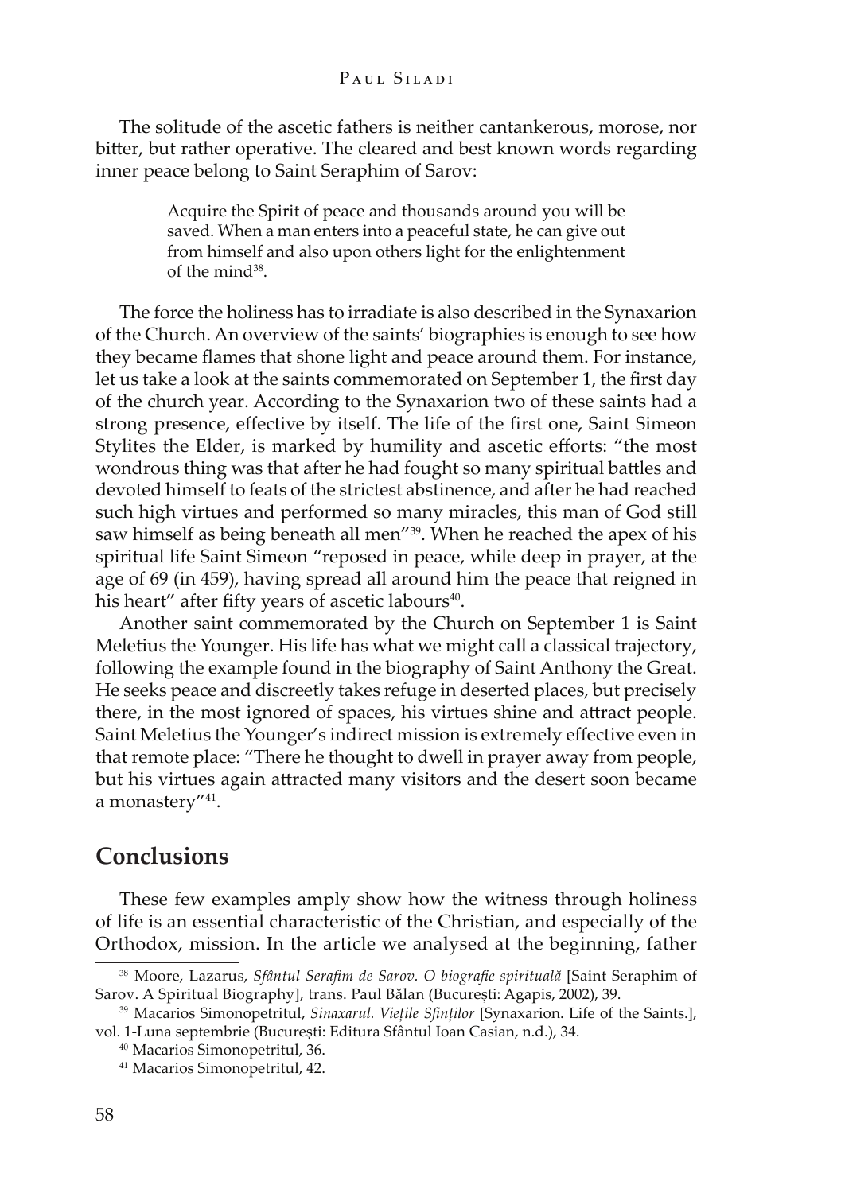The solitude of the ascetic fathers is neither cantankerous, morose, nor bitter, but rather operative. The cleared and best known words regarding inner peace belong to Saint Seraphim of Sarov:

> Acquire the Spirit of peace and thousands around you will be saved. When a man enters into a peaceful state, he can give out from himself and also upon others light for the enlightenment of the mind[38].

The force the holiness has to irradiate is also described in the Synaxarion of the Church. An overview of the saints' biographies is enough to see how they became flames that shone light and peace around them. For instance, let us take a look at the saints commemorated on September 1, the first day of the church year. According to the Synaxarion two of these saints had a strong presence, effective by itself. The life of the first one, Saint Simeon Stylites the Elder, is marked by humility and ascetic efforts: "the most wondrous thing was that after he had fought so many spiritual battles and devoted himself to feats of the strictest abstinence, and after he had reached such high virtues and performed so many miracles, this man of God still saw himself as being beneath all men"[39]. When he reached the apex of his spiritual life Saint Simeon "reposed in peace, while deep in prayer, at the age of 69 (in 459), having spread all around him the peace that reigned in his heart" after fifty years of ascetic labours[40].

Another saint commemorated by the Church on September 1 is Saint Meletius the Younger. His life has what we might call a classical trajectory, following the example found in the biography of Saint Anthony the Great. He seeks peace and discreetly takes refuge in deserted places, but precisely there, in the most ignored of spaces, his virtues shine and attract people. Saint Meletius the Younger's indirect mission is extremely effective even in that remote place: "There he thought to dwell in prayer away from people, but his virtues again attracted many visitors and the desert soon became a monastery"[41].

## Conclusions

These few examples amply show how the witness through holiness of life is an essential characteristic of the Christian, and especially of the Orthodox, mission. In the article we analysed at the beginning, father

---

[38] Moore, Lazarus, *Sfântul Serafim de Sarov. O biografie spirituală* [Saint Seraphim of Sarov. A Spiritual Biography], trans. Paul Bălan (București: Agapis, 2002), 39.

[39] Macarios Simonopetritul, *Sinaxarul. Viețile Sfinților* [Synaxarion. Life of the Saints.], vol. 1-Luna septembrie (București: Editura Sfântul Ioan Casian, n.d.), 34.

[40] Macarios Simonopetritul, 36.

[41] Macarios Simonopetritul, 42.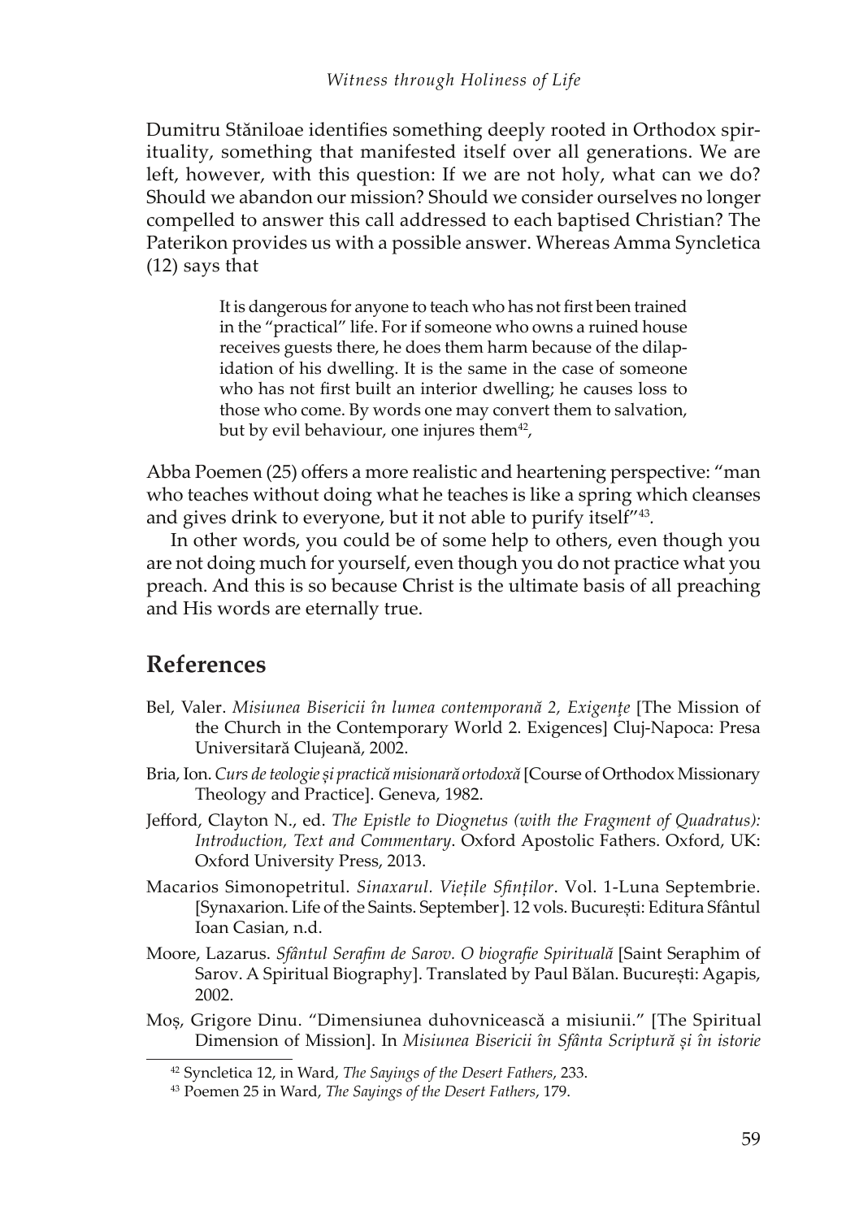Dumitru Stăniloae identifies something deeply rooted in Orthodox spirituality, something that manifested itself over all generations. We are left, however, with this question: If we are not holy, what can we do? Should we abandon our mission? Should we consider ourselves no longer compelled to answer this call addressed to each baptised Christian? The Paterikon provides us with a possible answer. Whereas Amma Syncletica (12) says that

> It is dangerous for anyone to teach who has not first been trained in the "practical" life. For if someone who owns a ruined house receives guests there, he does them harm because of the dilapidation of his dwelling. It is the same in the case of someone who has not first built an interior dwelling; he causes loss to those who come. By words one may convert them to salvation, but by evil behaviour, one injures them[42],

Abba Poemen (25) offers a more realistic and heartening perspective: "man who teaches without doing what he teaches is like a spring which cleanses and gives drink to everyone, but it not able to purify itself"[43].

In other words, you could be of some help to others, even though you are not doing much for yourself, even though you do not practice what you preach. And this is so because Christ is the ultimate basis of all preaching and His words are eternally true.

## References

Bel, Valer. *Misiunea Bisericii în lumea contemporană 2, Exigențe* [The Mission of the Church in the Contemporary World 2. Exigences] Cluj-Napoca: Presa Universitară Clujeană, 2002.

Bria, Ion. *Curs de teologie și practică misionară ortodoxă* [Course of Orthodox Missionary Theology and Practice]. Geneva, 1982.

Jefford, Clayton N., ed. *The Epistle to Diognetus (with the Fragment of Quadratus): Introduction, Text and Commentary*. Oxford Apostolic Fathers. Oxford, UK: Oxford University Press, 2013.

Macarios Simonopetritul. *Sinaxarul. Viețile Sfinților*. Vol. 1-Luna Septembrie. [Synaxarion. Life of the Saints. September]. 12 vols. București: Editura Sfântul Ioan Casian, n.d.

Moore, Lazarus. *Sfântul Serafim de Sarov. O biografie Spirituală* [Saint Seraphim of Sarov. A Spiritual Biography]. Translated by Paul Bălan. București: Agapis, 2002.

Moș, Grigore Dinu. "Dimensiunea duhovnicească a misiunii." [The Spiritual Dimension of Mission]. In *Misiunea Bisericii în Sfânta Scriptură și în istorie*

---

[42] Syncletica 12, in Ward, *The Sayings of the Desert Fathers*, 233.

[43] Poemen 25 in Ward, *The Sayings of the Desert Fathers*, 179.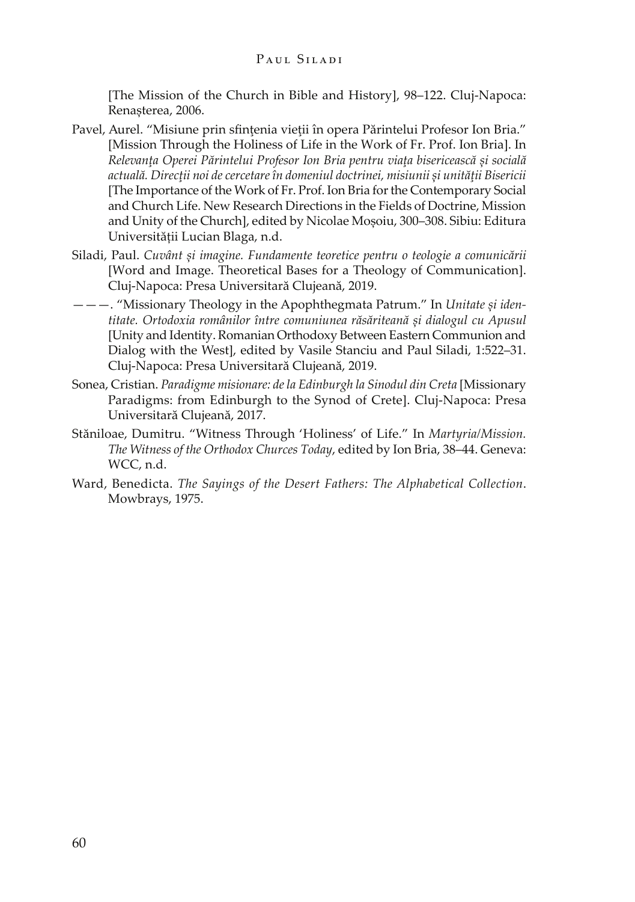[The Mission of the Church in Bible and History], 98–122. Cluj-Napoca: Renașterea, 2006.

Pavel, Aurel. "Misiune prin sfinţenia vieţii în opera Părintelui Profesor Ion Bria." [Mission Through the Holiness of Life in the Work of Fr. Prof. Ion Bria]. In *Relevanţa Operei Părintelui Profesor Ion Bria pentru viaţa bisericească și socială actuală. Direcţii noi de cercetare în domeniul doctrinei, misiunii și unităţii Bisericii* [The Importance of the Work of Fr. Prof. Ion Bria for the Contemporary Social and Church Life. New Research Directions in the Fields of Doctrine, Mission and Unity of the Church], edited by Nicolae Moșoiu, 300–308. Sibiu: Editura Universității Lucian Blaga, n.d.

Siladi, Paul. *Cuvânt și imagine. Fundamente teoretice pentru o teologie a comunicării* [Word and Image. Theoretical Bases for a Theology of Communication]. Cluj-Napoca: Presa Universitară Clujeană, 2019.

———. "Missionary Theology in the Apophthegmata Patrum." In *Unitate și identitate. Ortodoxia românilor între comuniunea răsăriteană și dialogul cu Apusul* [Unity and Identity. Romanian Orthodoxy Between Eastern Communion and Dialog with the West], edited by Vasile Stanciu and Paul Siladi, 1:522–31. Cluj-Napoca: Presa Universitară Clujeană, 2019.

Sonea, Cristian. *Paradigme misionare: de la Edinburgh la Sinodul din Creta* [Missionary Paradigms: from Edinburgh to the Synod of Crete]. Cluj-Napoca: Presa Universitară Clujeană, 2017.

Stăniloae, Dumitru. "Witness Through 'Holiness' of Life." In *Martyria/Mission. The Witness of the Orthodox Churces Today*, edited by Ion Bria, 38–44. Geneva: WCC, n.d.

Ward, Benedicta. *The Sayings of the Desert Fathers: The Alphabetical Collection*. Mowbrays, 1975.